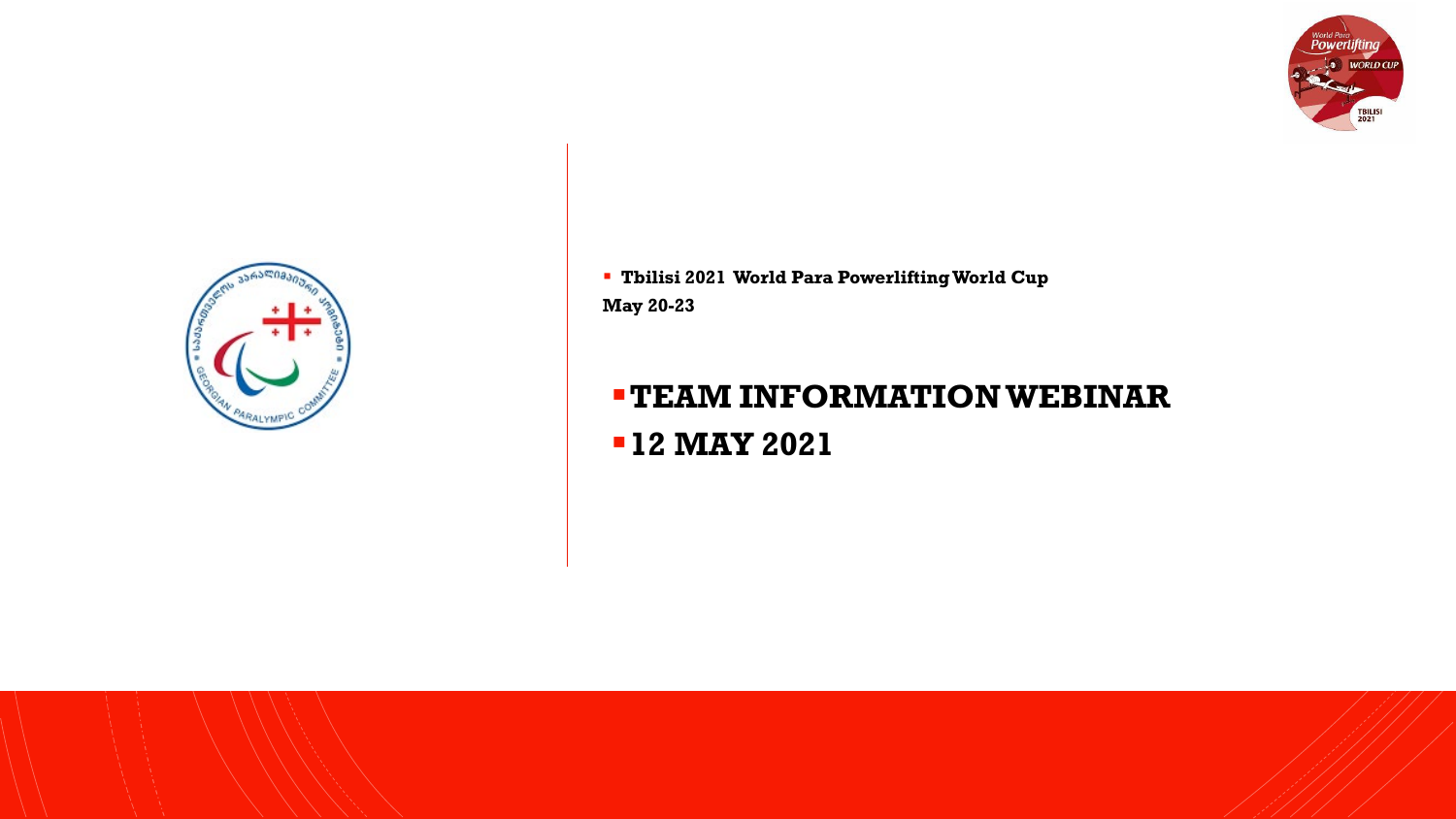- **Tbilisi 2021 World Para Powerlifting World Cup**
**May 20-23**

# TEAM INFORMATION WEBINAR

# 12 MAY 2021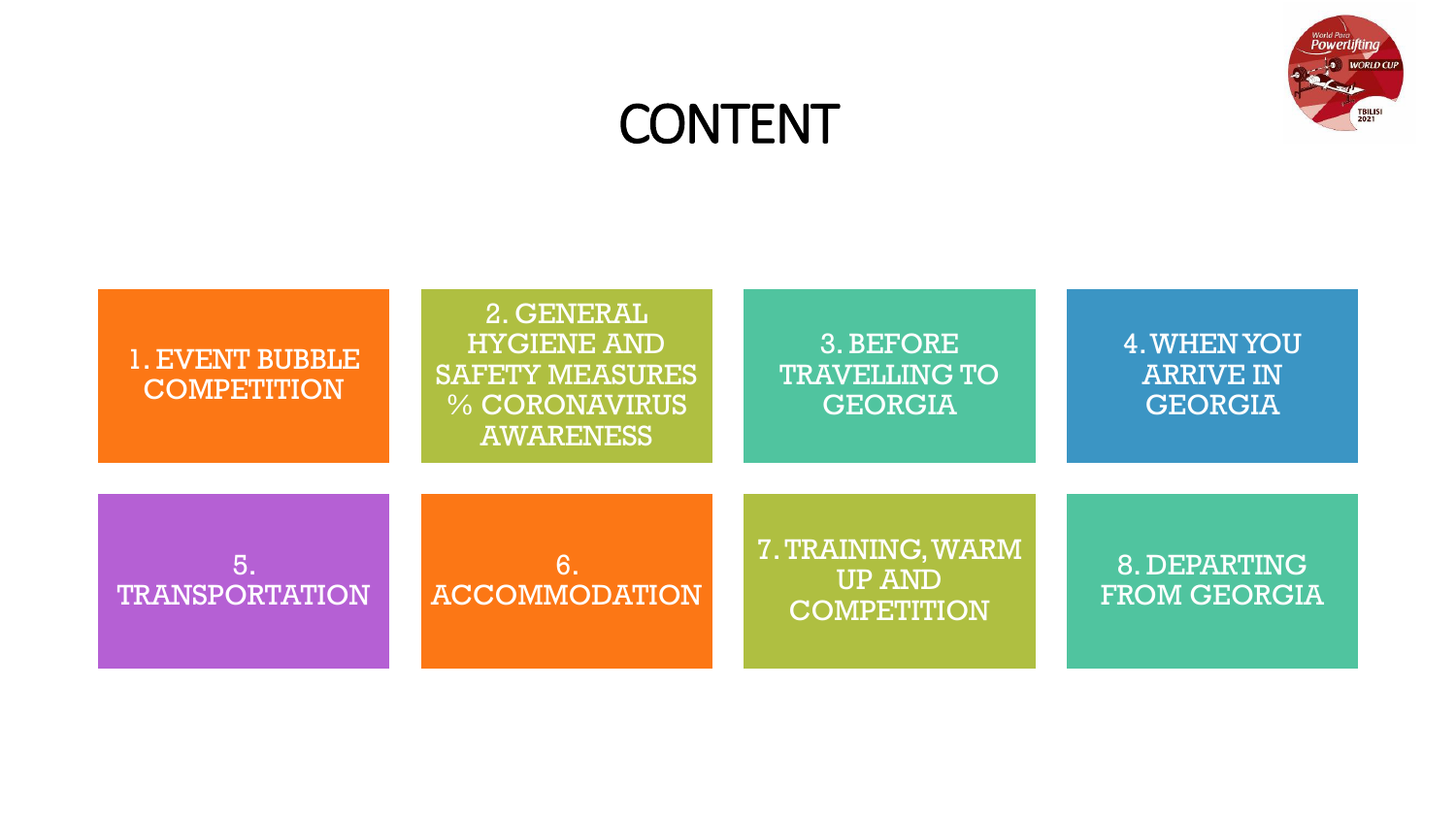# CONTENT

1. EVENT BUBBLE COMPETITION
2. GENERAL HYGIENE AND SAFETY MEASURES % CORONAVIRUS AWARENESS
3. BEFORE TRAVELLING TO GEORGIA
4. WHEN YOU ARRIVE IN GEORGIA
5. TRANSPORTATION
6. ACCOMMODATION
7. TRAINING, WARM UP AND COMPETITION
8. DEPARTING FROM GEORGIA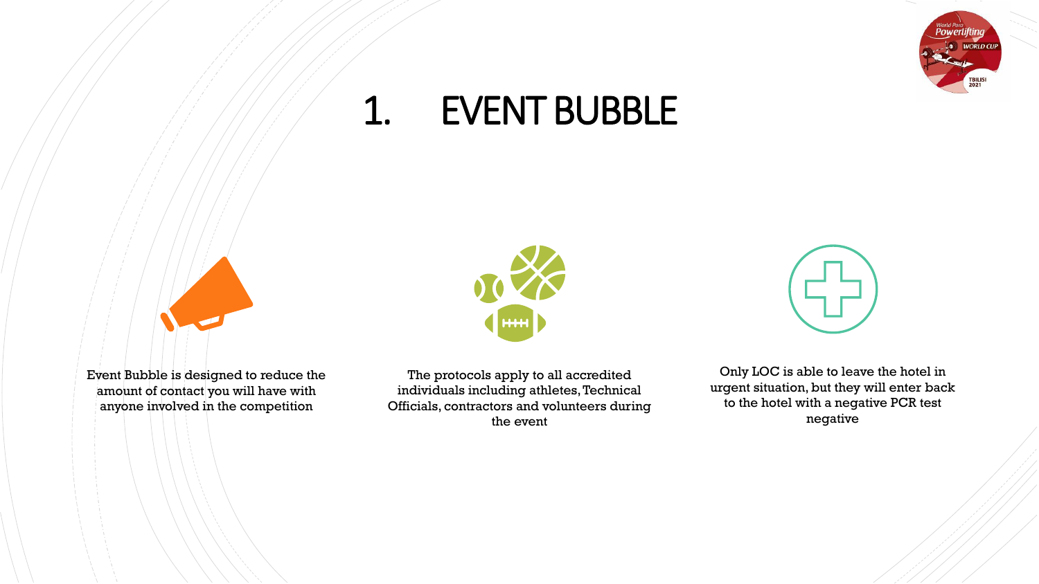# 1. EVENT BUBBLE

Event Bubble is designed to reduce the amount of contact you will have with anyone involved in the competition

The protocols apply to all accredited individuals including athletes, Technical Officials, contractors and volunteers during the event

Only LOC is able to leave the hotel in urgent situation, but they will enter back to the hotel with a negative PCR test negative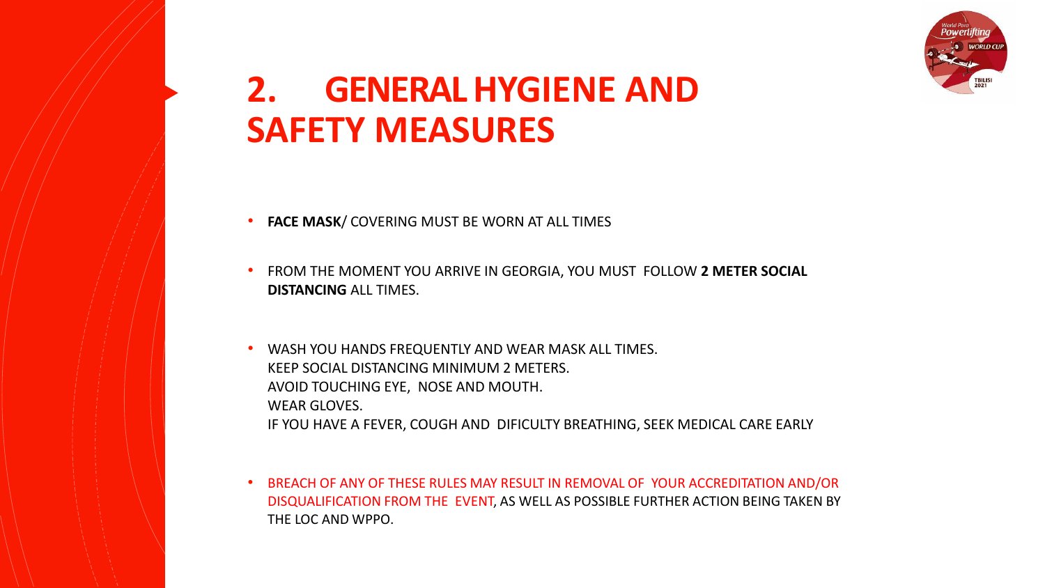# 2. GENERAL HYGIENE AND SAFETY MEASURES

- **FACE MASK**/ COVERING MUST BE WORN AT ALL TIMES
- FROM THE MOMENT YOU ARRIVE IN GEORGIA, YOU MUST FOLLOW **2 METER SOCIAL DISTANCING** ALL TIMES.
- WASH YOU HANDS FREQUENTLY AND WEAR MASK ALL TIMES.
  KEEP SOCIAL DISTANCING MINIMUM 2 METERS.
  AVOID TOUCHING EYE, NOSE AND MOUTH.
  WEAR GLOVES.
  IF YOU HAVE A FEVER, COUGH AND DIFICULTY BREATHING, SEEK MEDICAL CARE EARLY
- BREACH OF ANY OF THESE RULES MAY RESULT IN REMOVAL OF YOUR ACCREDITATION AND/OR DISQUALIFICATION FROM THE EVENT, AS WELL AS POSSIBLE FURTHER ACTION BEING TAKEN BY THE LOC AND WPPO.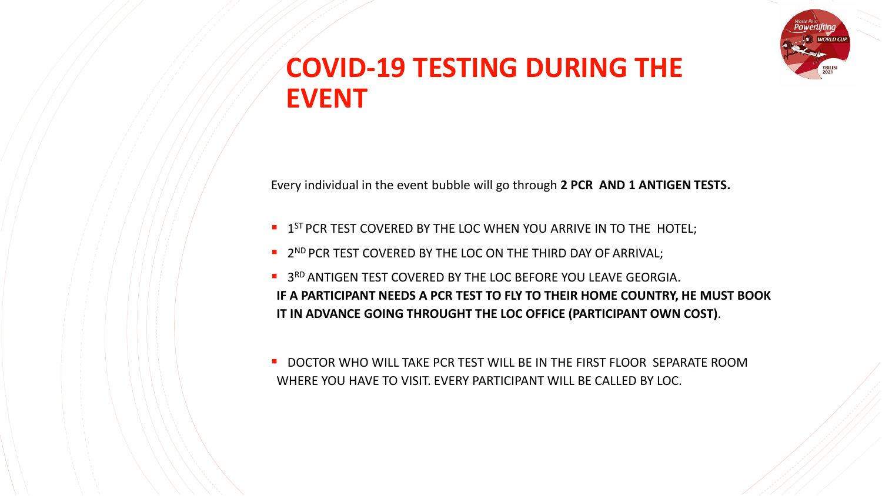# COVID-19 TESTING DURING THE EVENT

Every individual in the event bubble will go through **2 PCR AND 1 ANTIGEN TESTS.**

- 1ST PCR TEST COVERED BY THE LOC WHEN YOU ARRIVE IN TO THE HOTEL;
- 2ND PCR TEST COVERED BY THE LOC ON THE THIRD DAY OF ARRIVAL;
- 3RD ANTIGEN TEST COVERED BY THE LOC BEFORE YOU LEAVE GEORGIA.
  **IF A PARTICIPANT NEEDS A PCR TEST TO FLY TO THEIR HOME COUNTRY, HE MUST BOOK IT IN ADVANCE GOING THROUGHT THE LOC OFFICE (PARTICIPANT OWN COST)**.

- DOCTOR WHO WILL TAKE PCR TEST WILL BE IN THE FIRST FLOOR SEPARATE ROOM WHERE YOU HAVE TO VISIT. EVERY PARTICIPANT WILL BE CALLED BY LOC.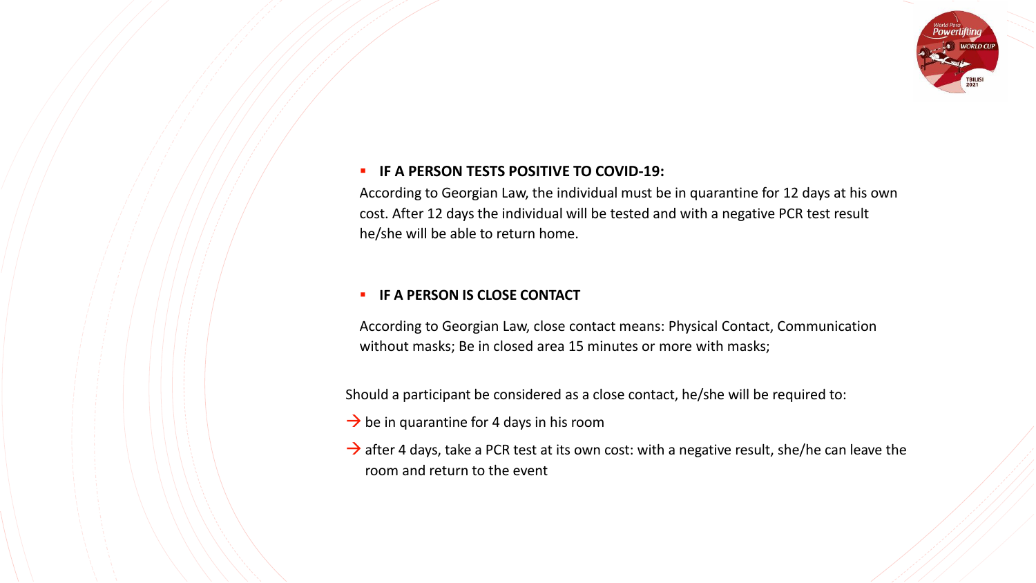- **IF A PERSON TESTS POSITIVE TO COVID-19:**

  According to Georgian Law, the individual must be in quarantine for 12 days at his own cost. After 12 days the individual will be tested and with a negative PCR test result he/she will be able to return home.

- **IF A PERSON IS CLOSE CONTACT**

  According to Georgian Law, close contact means: Physical Contact, Communication without masks; Be in closed area 15 minutes or more with masks;

Should a participant be considered as a close contact, he/she will be required to:

→ be in quarantine for 4 days in his room

→ after 4 days, take a PCR test at its own cost: with a negative result, she/he can leave the room and return to the event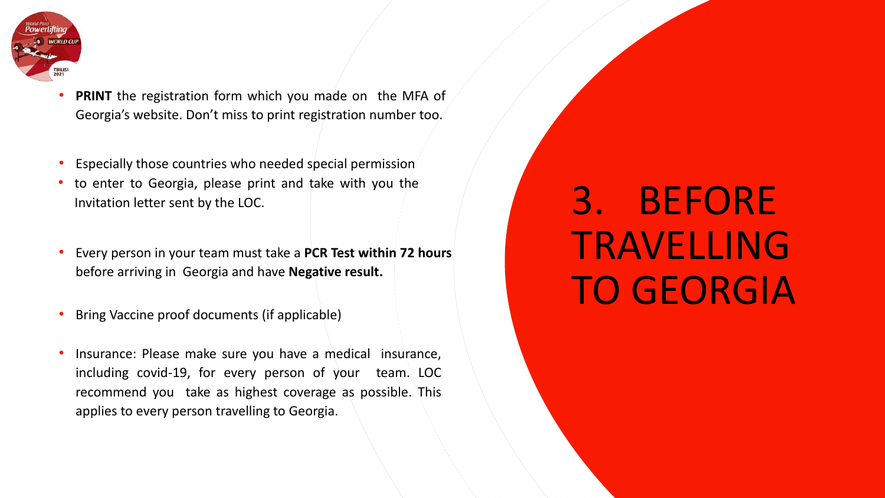# 3. BEFORE TRAVELLING TO GEORGIA

- **PRINT** the registration form which you made on the MFA of Georgia's website. Don't miss to print registration number too.

- Especially those countries who needed special permission
- to enter to Georgia, please print and take with you the Invitation letter sent by the LOC.

- Every person in your team must take a **PCR Test within 72 hours** before arriving in Georgia and have **Negative result.**

- Bring Vaccine proof documents (if applicable)

- Insurance: Please make sure you have a medical insurance, including covid-19, for every person of your team. LOC recommend you take as highest coverage as possible. This applies to every person travelling to Georgia.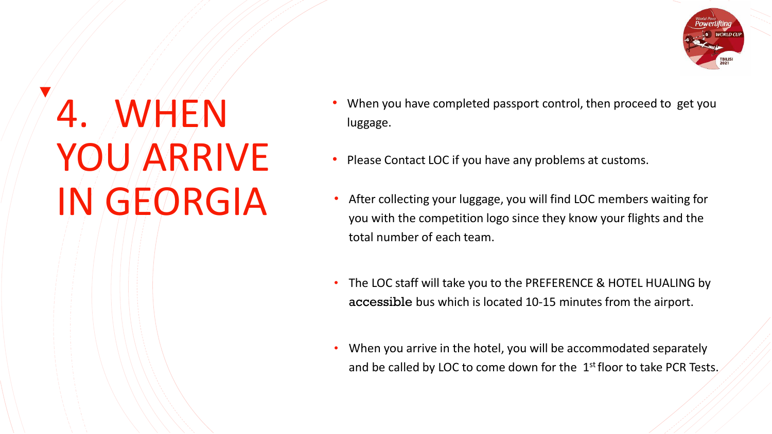# 4. WHEN YOU ARRIVE IN GEORGIA

- When you have completed passport control, then proceed to get you luggage.
- Please Contact LOC if you have any problems at customs.
- After collecting your luggage, you will find LOC members waiting for you with the competition logo since they know your flights and the total number of each team.
- The LOC staff will take you to the PREFERENCE & HOTEL HUALING by accessible bus which is located 10-15 minutes from the airport.
- When you arrive in the hotel, you will be accommodated separately and be called by LOC to come down for the 1st floor to take PCR Tests.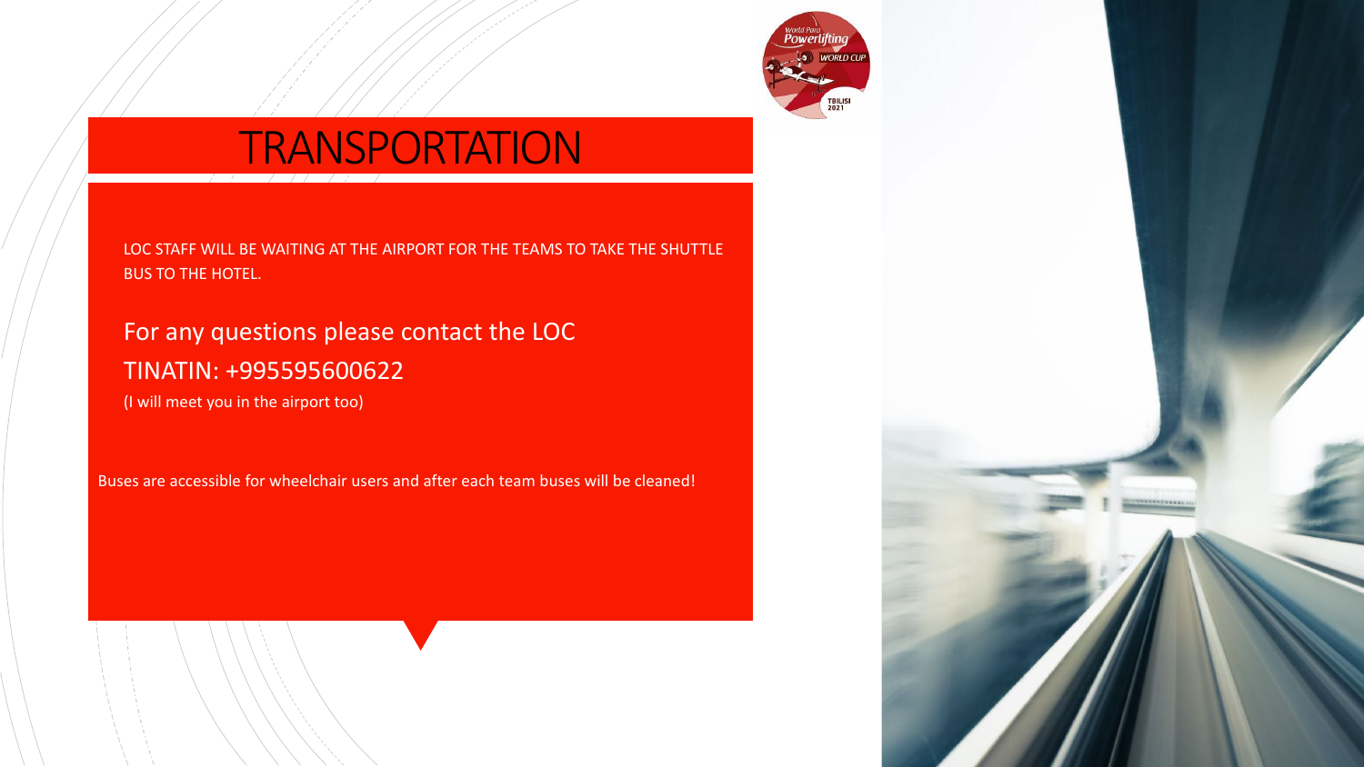# TRANSPORTATION

LOC STAFF WILL BE WAITING AT THE AIRPORT FOR THE TEAMS TO TAKE THE SHUTTLE BUS TO THE HOTEL.

For any questions please contact the LOC

TINATIN: +995595600622

(I will meet you in the airport too)

Buses are accessible for wheelchair users and after each team buses will be cleaned!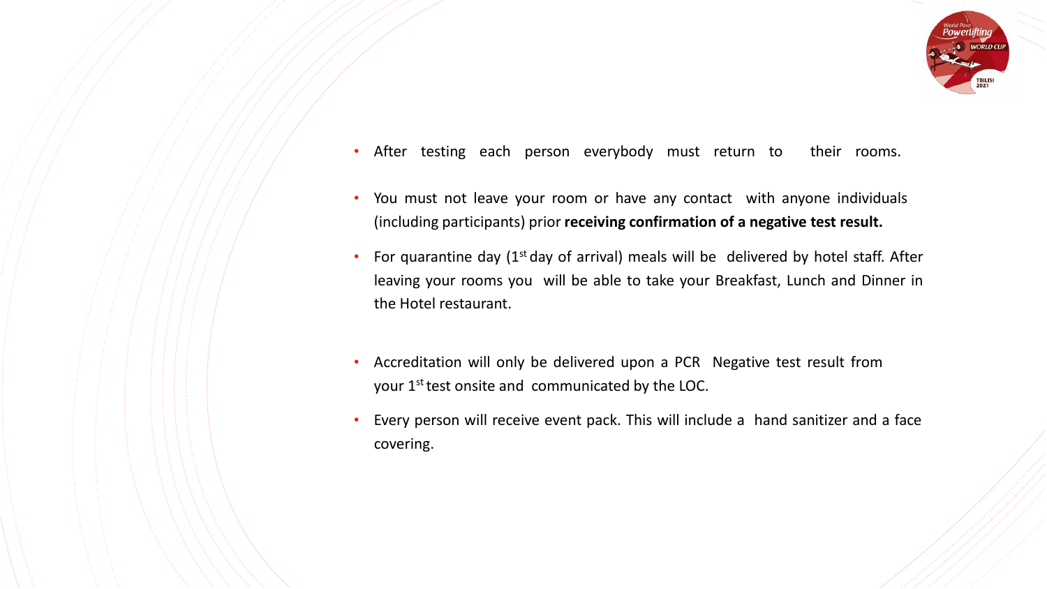- After testing each person everybody must return to their rooms.
- You must not leave your room or have any contact with anyone individuals (including participants) prior **receiving confirmation of a negative test result.**
- For quarantine day (1st day of arrival) meals will be delivered by hotel staff. After leaving your rooms you will be able to take your Breakfast, Lunch and Dinner in the Hotel restaurant.
- Accreditation will only be delivered upon a PCR Negative test result from your 1st test onsite and communicated by the LOC.
- Every person will receive event pack. This will include a hand sanitizer and a face covering.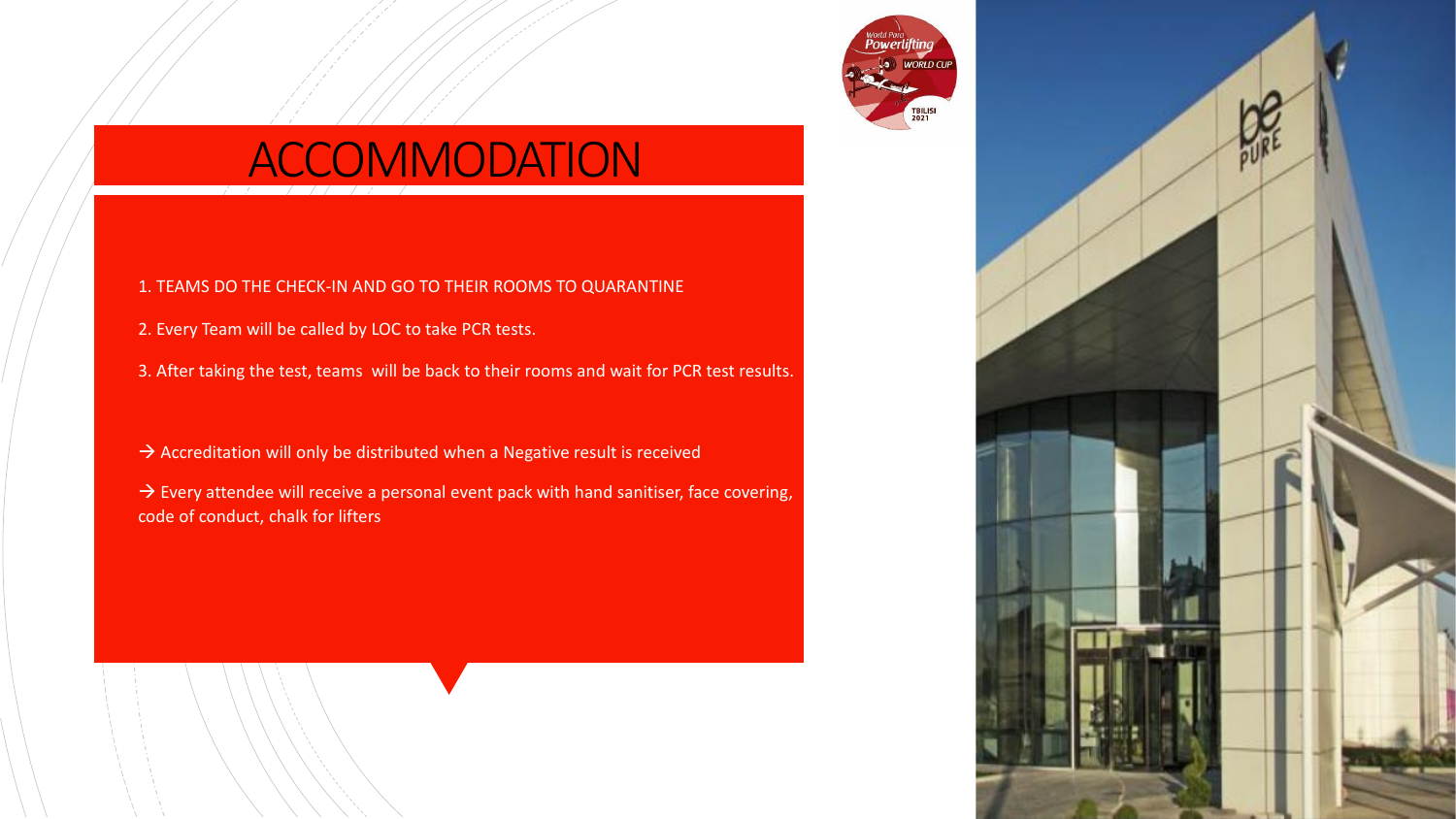# ACCOMMODATION

1. TEAMS DO THE CHECK-IN AND GO TO THEIR ROOMS TO QUARANTINE
2. Every Team will be called by LOC to take PCR tests.
3. After taking the test, teams will be back to their rooms and wait for PCR test results.

→ Accreditation will only be distributed when a Negative result is received

→ Every attendee will receive a personal event pack with hand sanitiser, face covering, code of conduct, chalk for lifters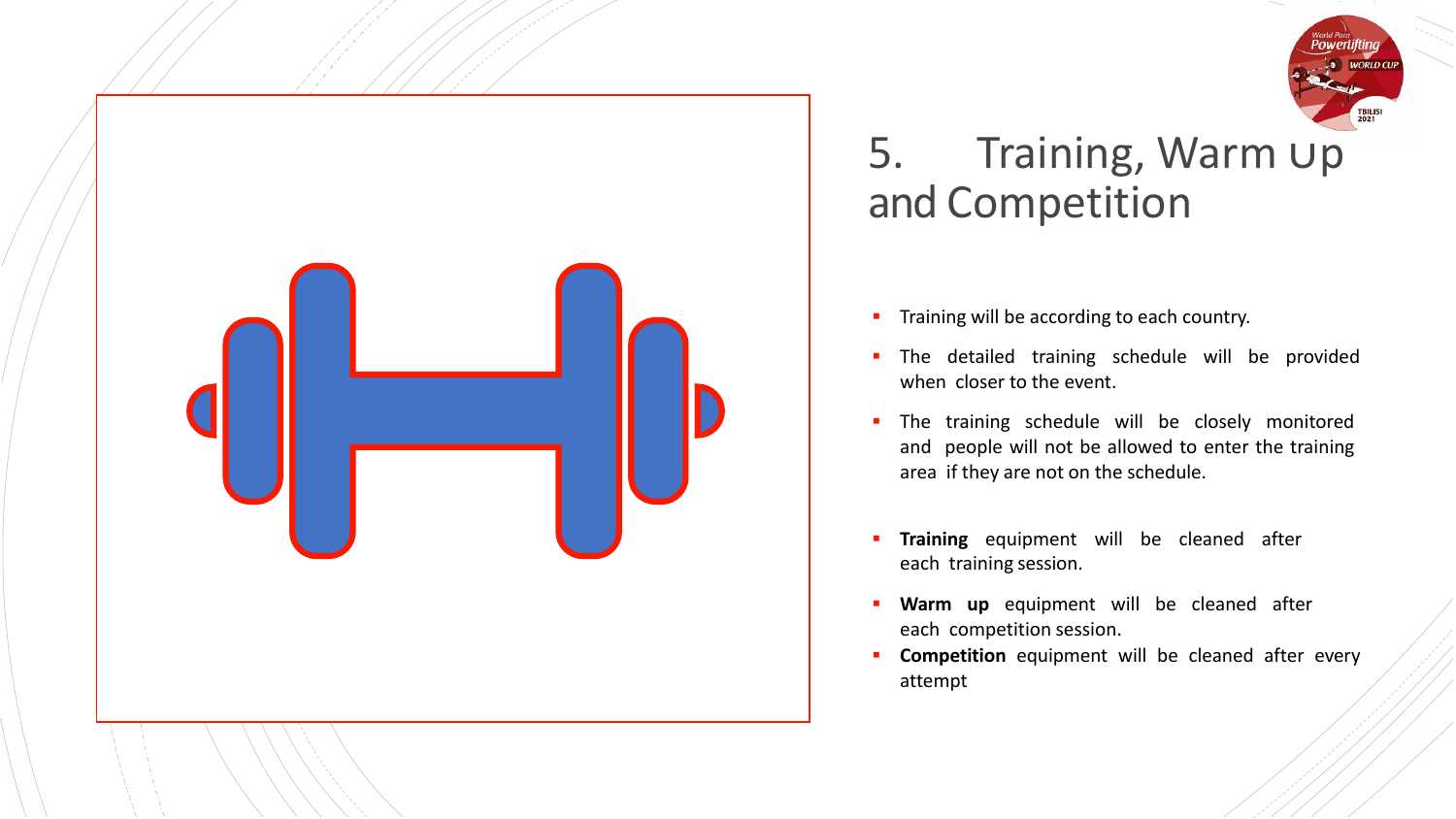# 5. Training, Warm Up and Competition

- Training will be according to each country.
- The detailed training schedule will be provided when closer to the event.
- The training schedule will be closely monitored and people will not be allowed to enter the training area if they are not on the schedule.
- **Training** equipment will be cleaned after each training session.
- **Warm up** equipment will be cleaned after each competition session.
- **Competition** equipment will be cleaned after every attempt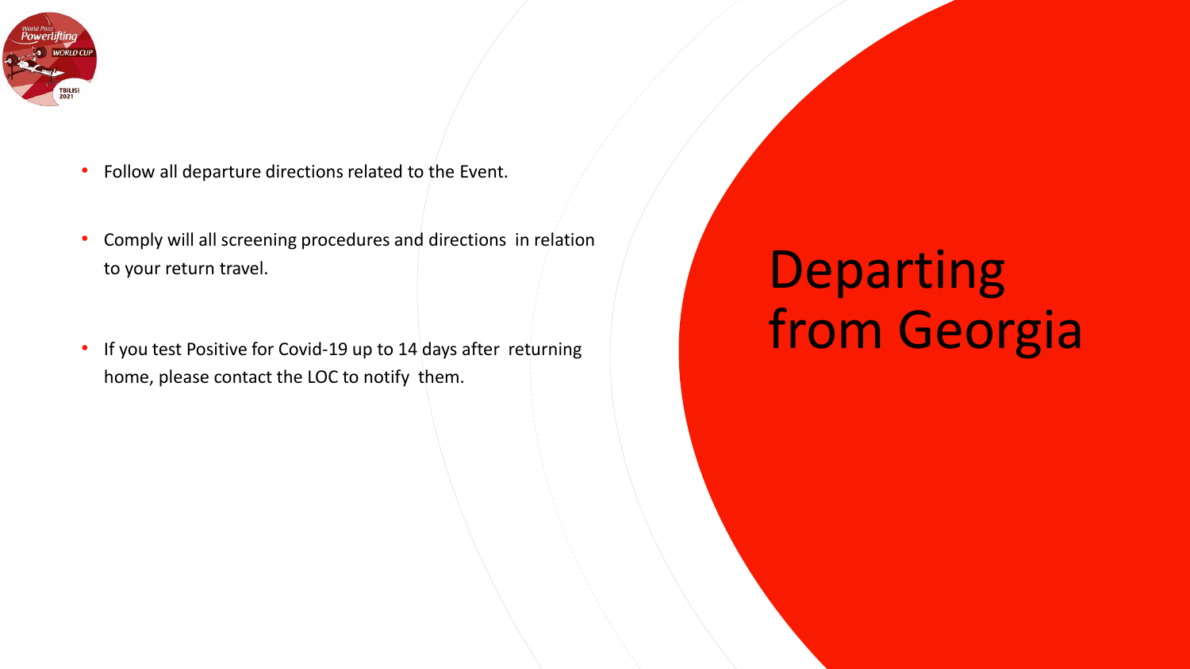# Departing from Georgia

- Follow all departure directions related to the Event.
- Comply will all screening procedures and directions in relation to your return travel.
- If you test Positive for Covid-19 up to 14 days after returning home, please contact the LOC to notify them.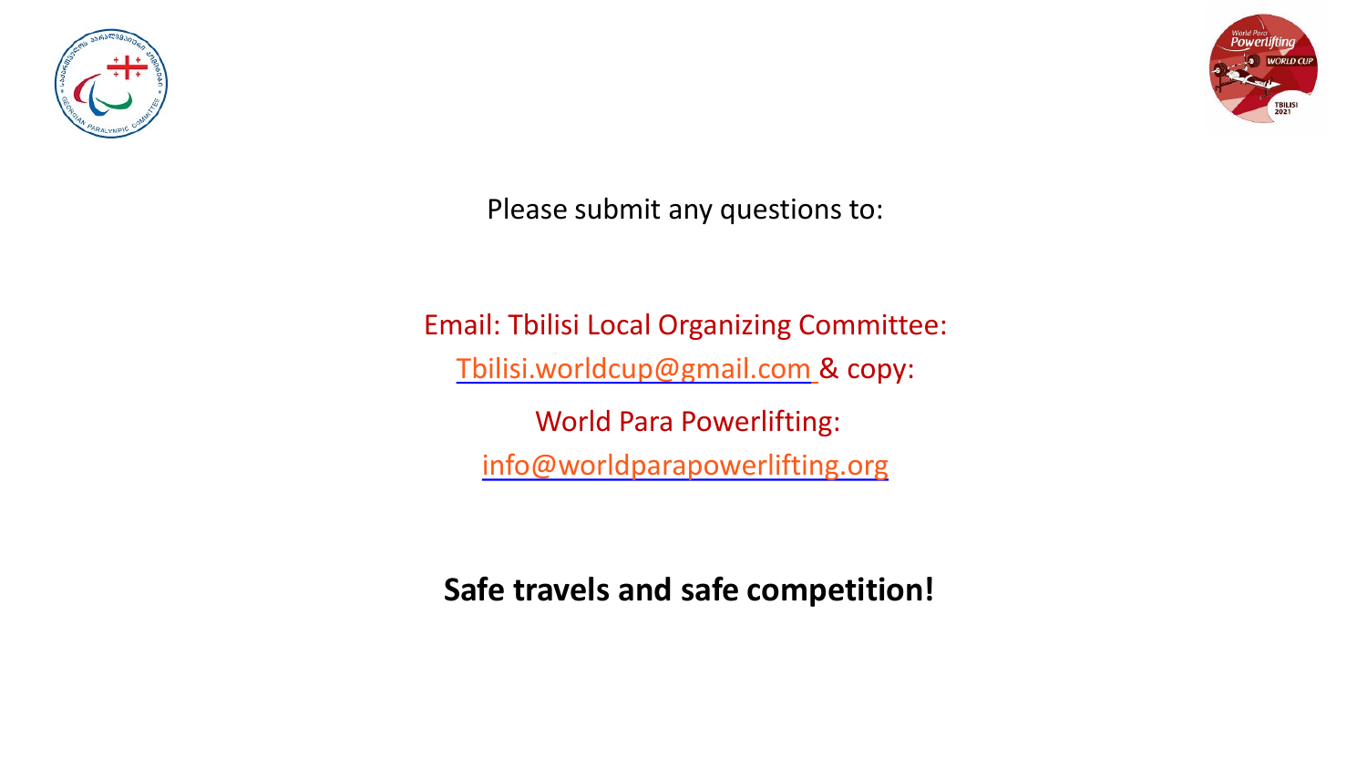Please submit any questions to:

Email: Tbilisi Local Organizing Committee:

Tbilisi.worldcup@gmail.com & copy:

World Para Powerlifting:

info@worldparapowerlifting.org

**Safe travels and safe competition!**